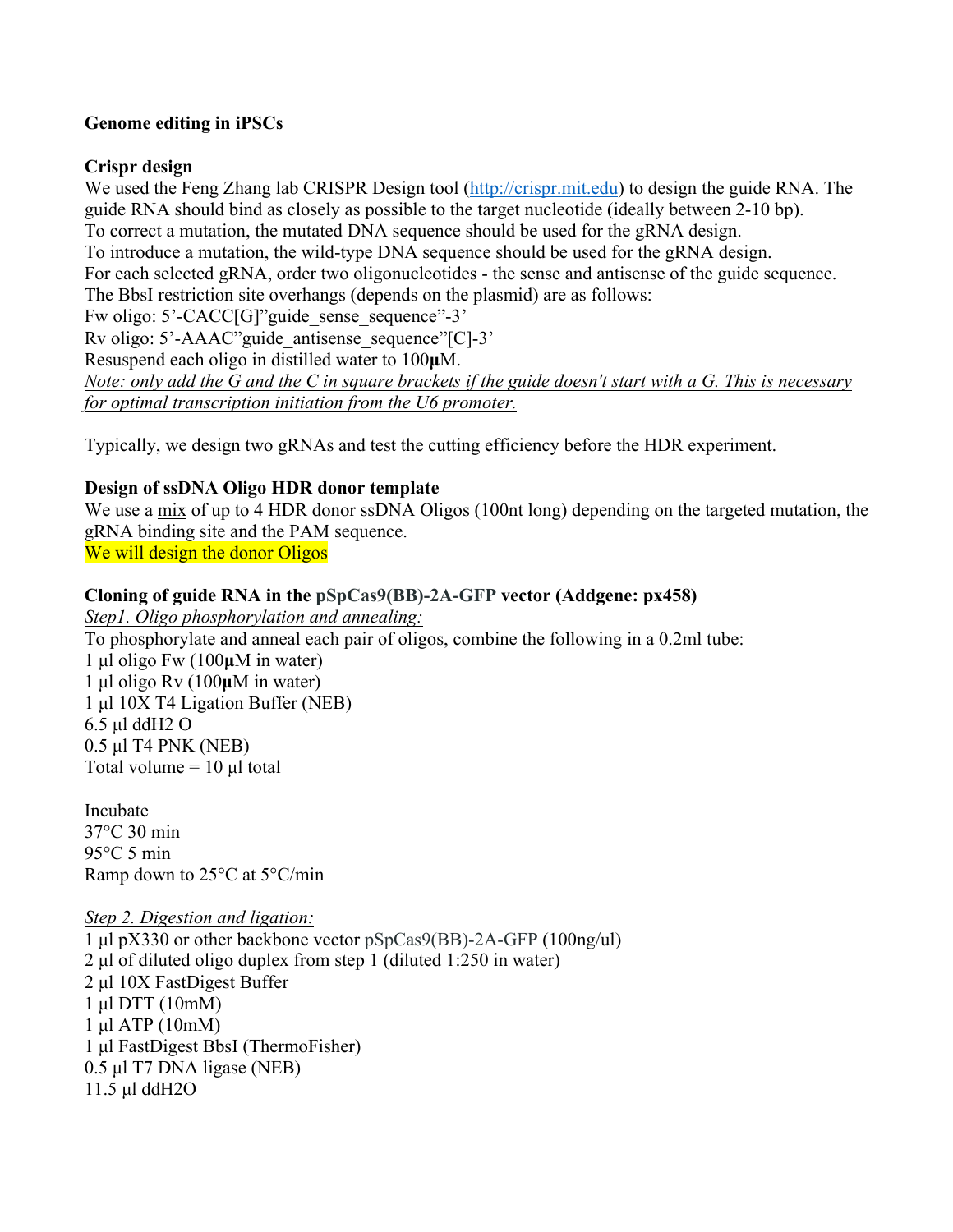**Genome editing in iPSCs**

**Crispr design**

We used the Feng Zhang lab CRISPR Design tool (http://crispr.mit.edu) to design the guide RNA. The guide RNA should bind as closely as possible to the target nucleotide (ideally between 2-10 bp).
To correct a mutation, the mutated DNA sequence should be used for the gRNA design.
To introduce a mutation, the wild-type DNA sequence should be used for the gRNA design.
For each selected gRNA, order two oligonucleotides - the sense and antisense of the guide sequence.
The BbsI restriction site overhangs (depends on the plasmid) are as follows:
Fw oligo: 5'-CACC[G]"guide_sense_sequence"-3'
Rv oligo: 5'-AAAC"guide_antisense_sequence"[C]-3'
Resuspend each oligo in distilled water to 100**μ**M.
*Note: only add the G and the C in square brackets if the guide doesn't start with a G. This is necessary for optimal transcription initiation from the U6 promoter.*

Typically, we design two gRNAs and test the cutting efficiency before the HDR experiment.

**Design of ssDNA Oligo HDR donor template**

We use a mix of up to 4 HDR donor ssDNA Oligos (100nt long) depending on the targeted mutation, the gRNA binding site and the PAM sequence.
We will design the donor Oligos

**Cloning of guide RNA in the pSpCas9(BB)-2A-GFP vector (Addgene: px458)**

*Step1. Oligo phosphorylation and annealing:*
To phosphorylate and anneal each pair of oligos, combine the following in a 0.2ml tube:
1 µl oligo Fw (100**µ**M in water)
1 µl oligo Rv (100**µ**M in water)
1 µl 10X T4 Ligation Buffer (NEB)
6.5 µl ddH2 O
0.5 µl T4 PNK (NEB)
Total volume = 10 µl total

Incubate
37°C 30 min
95°C 5 min
Ramp down to 25°C at 5°C/min

*Step 2. Digestion and ligation:*
1 µl pX330 or other backbone vector pSpCas9(BB)-2A-GFP (100ng/ul)
2 µl of diluted oligo duplex from step 1 (diluted 1:250 in water)
2 µl 10X FastDigest Buffer
1 µl DTT (10mM)
1 µl ATP (10mM)
1 µl FastDigest BbsI (ThermoFisher)
0.5 µl T7 DNA ligase (NEB)
11.5 µl ddH2O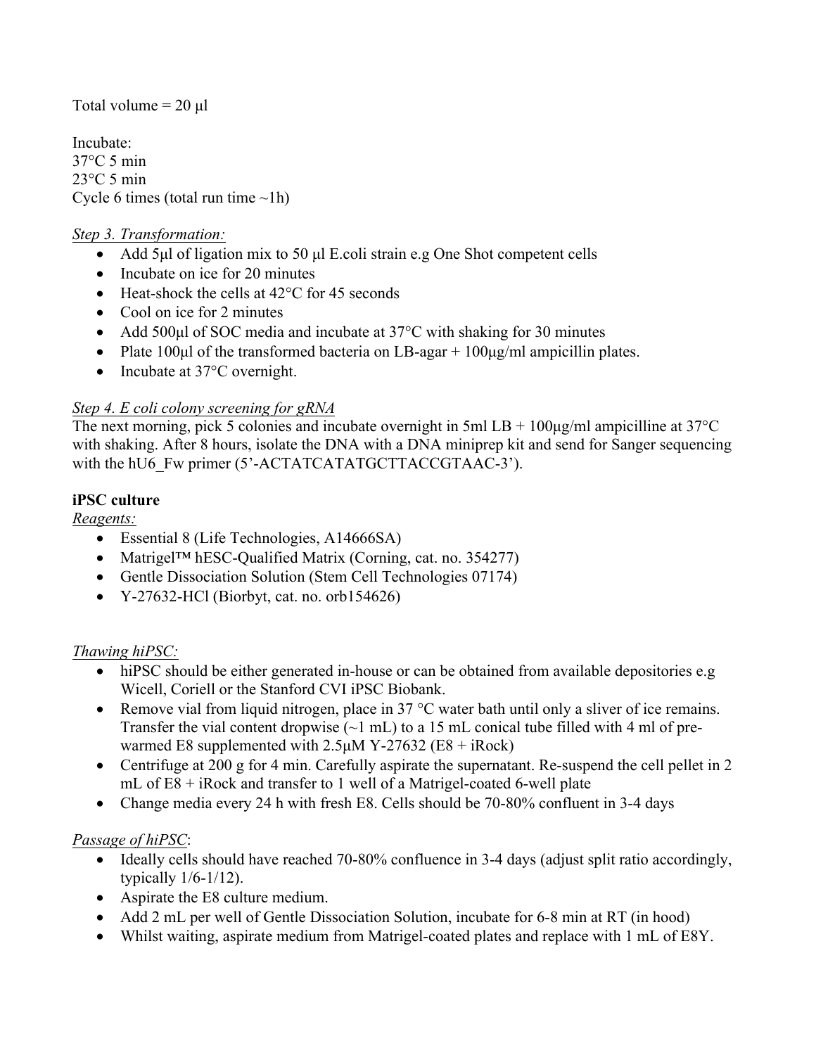Total volume = 20 µl

Incubate:
37°C 5 min
23°C 5 min
Cycle 6 times (total run time ~1h)

*Step 3. Transformation:*

- Add 5µl of ligation mix to 50 µl E.coli strain e.g One Shot competent cells
- Incubate on ice for 20 minutes
- Heat-shock the cells at 42°C for 45 seconds
- Cool on ice for 2 minutes
- Add 500µl of SOC media and incubate at 37°C with shaking for 30 minutes
- Plate 100µl of the transformed bacteria on LB-agar + 100µg/ml ampicillin plates.
- Incubate at 37°C overnight.

*Step 4. E coli colony screening for gRNA*

The next morning, pick 5 colonies and incubate overnight in 5ml LB + 100µg/ml ampicilline at 37°C with shaking. After 8 hours, isolate the DNA with a DNA miniprep kit and send for Sanger sequencing with the hU6_Fw primer (5'-ACTATCATATGCTTACCGTAAC-3').

**iPSC culture**

*Reagents:*

- Essential 8 (Life Technologies, A14666SA)
- Matrigel™ hESC-Qualified Matrix (Corning, cat. no. 354277)
- Gentle Dissociation Solution (Stem Cell Technologies 07174)
- Y-27632-HCl (Biorbyt, cat. no. orb154626)

*Thawing hiPSC:*

- hiPSC should be either generated in-house or can be obtained from available depositories e.g Wicell, Coriell or the Stanford CVI iPSC Biobank.
- Remove vial from liquid nitrogen, place in 37 °C water bath until only a sliver of ice remains. Transfer the vial content dropwise (~1 mL) to a 15 mL conical tube filled with 4 ml of pre-warmed E8 supplemented with 2.5µM Y-27632 (E8 + iRock)
- Centrifuge at 200 g for 4 min. Carefully aspirate the supernatant. Re-suspend the cell pellet in 2 mL of E8 + iRock and transfer to 1 well of a Matrigel-coated 6-well plate
- Change media every 24 h with fresh E8. Cells should be 70-80% confluent in 3-4 days

*Passage of hiPSC*:

- Ideally cells should have reached 70-80% confluence in 3-4 days (adjust split ratio accordingly, typically 1/6-1/12).
- Aspirate the E8 culture medium.
- Add 2 mL per well of Gentle Dissociation Solution, incubate for 6-8 min at RT (in hood)
- Whilst waiting, aspirate medium from Matrigel-coated plates and replace with 1 mL of E8Y.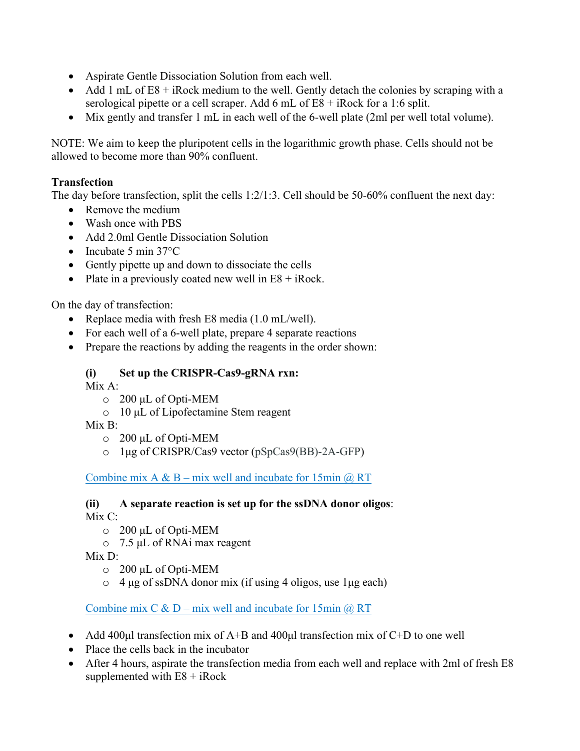- Aspirate Gentle Dissociation Solution from each well.
- Add 1 mL of E8 + iRock medium to the well. Gently detach the colonies by scraping with a serological pipette or a cell scraper. Add 6 mL of E8 + iRock for a 1:6 split.
- Mix gently and transfer 1 mL in each well of the 6-well plate (2ml per well total volume).

NOTE: We aim to keep the pluripotent cells in the logarithmic growth phase. Cells should not be allowed to become more than 90% confluent.

**Transfection**

The day before transfection, split the cells 1:2/1:3. Cell should be 50-60% confluent the next day:

- Remove the medium
- Wash once with PBS
- Add 2.0ml Gentle Dissociation Solution
- Incubate 5 min 37°C
- Gently pipette up and down to dissociate the cells
- Plate in a previously coated new well in E8 + iRock.

On the day of transfection:

- Replace media with fresh E8 media (1.0 mL/well).
- For each well of a 6-well plate, prepare 4 separate reactions
- Prepare the reactions by adding the reagents in the order shown:

**(i) Set up the CRISPR-Cas9-gRNA rxn:**

Mix A:
- 200 μL of Opti-MEM
- 10 μL of Lipofectamine Stem reagent

Mix B:
- 200 μL of Opti-MEM
- 1μg of CRISPR/Cas9 vector (pSpCas9(BB)-2A-GFP)

Combine mix A & B – mix well and incubate for 15min @ RT

**(ii) A separate reaction is set up for the ssDNA donor oligos**:

Mix C:
- 200 μL of Opti-MEM
- 7.5 μL of RNAi max reagent

Mix D:
- 200 μL of Opti-MEM
- 4 μg of ssDNA donor mix (if using 4 oligos, use 1μg each)

Combine mix C & D – mix well and incubate for 15min @ RT

- Add 400μl transfection mix of A+B and 400μl transfection mix of C+D to one well
- Place the cells back in the incubator
- After 4 hours, aspirate the transfection media from each well and replace with 2ml of fresh E8 supplemented with E8 + iRock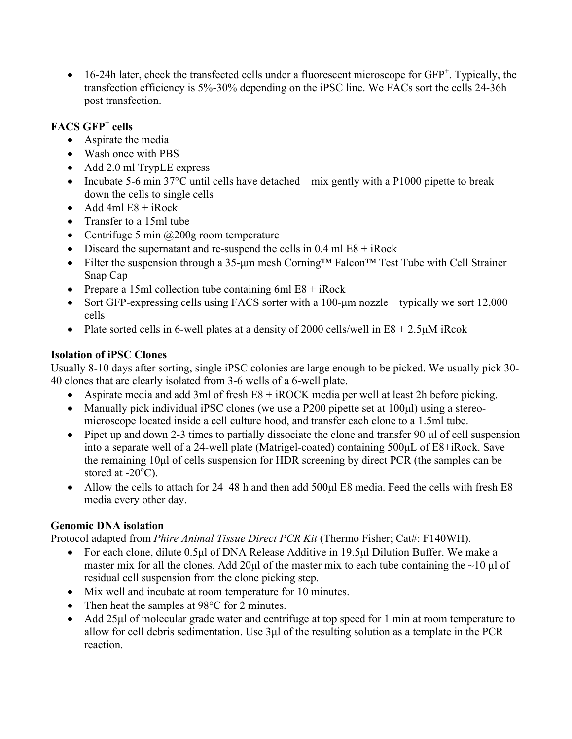- 16-24h later, check the transfected cells under a fluorescent microscope for GFP$^+$. Typically, the transfection efficiency is 5%-30% depending on the iPSC line. We FACs sort the cells 24-36h post transfection.

**FACS GFP$^+$ cells**

- Aspirate the media
- Wash once with PBS
- Add 2.0 ml TrypLE express
- Incubate 5-6 min 37°C until cells have detached – mix gently with a P1000 pipette to break down the cells to single cells
- Add 4ml E8 + iRock
- Transfer to a 15ml tube
- Centrifuge 5 min @200g room temperature
- Discard the supernatant and re-suspend the cells in 0.4 ml E8 + iRock
- Filter the suspension through a 35-µm mesh Corning™ Falcon™ Test Tube with Cell Strainer Snap Cap
- Prepare a 15ml collection tube containing 6ml E8 + iRock
- Sort GFP-expressing cells using FACS sorter with a 100-µm nozzle – typically we sort 12,000 cells
- Plate sorted cells in 6-well plates at a density of 2000 cells/well in E8 + 2.5µM iRcok

**Isolation of iPSC Clones**

Usually 8-10 days after sorting, single iPSC colonies are large enough to be picked. We usually pick 30-40 clones that are <u>clearly isolated</u> from 3-6 wells of a 6-well plate.

- Aspirate media and add 3ml of fresh E8 + iROCK media per well at least 2h before picking.
- Manually pick individual iPSC clones (we use a P200 pipette set at 100µl) using a stereo-microscope located inside a cell culture hood, and transfer each clone to a 1.5ml tube.
- Pipet up and down 2-3 times to partially dissociate the clone and transfer 90 µl of cell suspension into a separate well of a 24-well plate (Matrigel-coated) containing 500µL of E8+iRock. Save the remaining 10µl of cells suspension for HDR screening by direct PCR (the samples can be stored at -20°C).
- Allow the cells to attach for 24–48 h and then add 500µl E8 media. Feed the cells with fresh E8 media every other day.

**Genomic DNA isolation**

Protocol adapted from *Phire Animal Tissue Direct PCR Kit* (Thermo Fisher; Cat#: F140WH).

- For each clone, dilute 0.5µl of DNA Release Additive in 19.5µl Dilution Buffer. We make a master mix for all the clones. Add 20µl of the master mix to each tube containing the ~10 µl of residual cell suspension from the clone picking step.
- Mix well and incubate at room temperature for 10 minutes.
- Then heat the samples at 98°C for 2 minutes.
- Add 25µl of molecular grade water and centrifuge at top speed for 1 min at room temperature to allow for cell debris sedimentation. Use 3µl of the resulting solution as a template in the PCR reaction.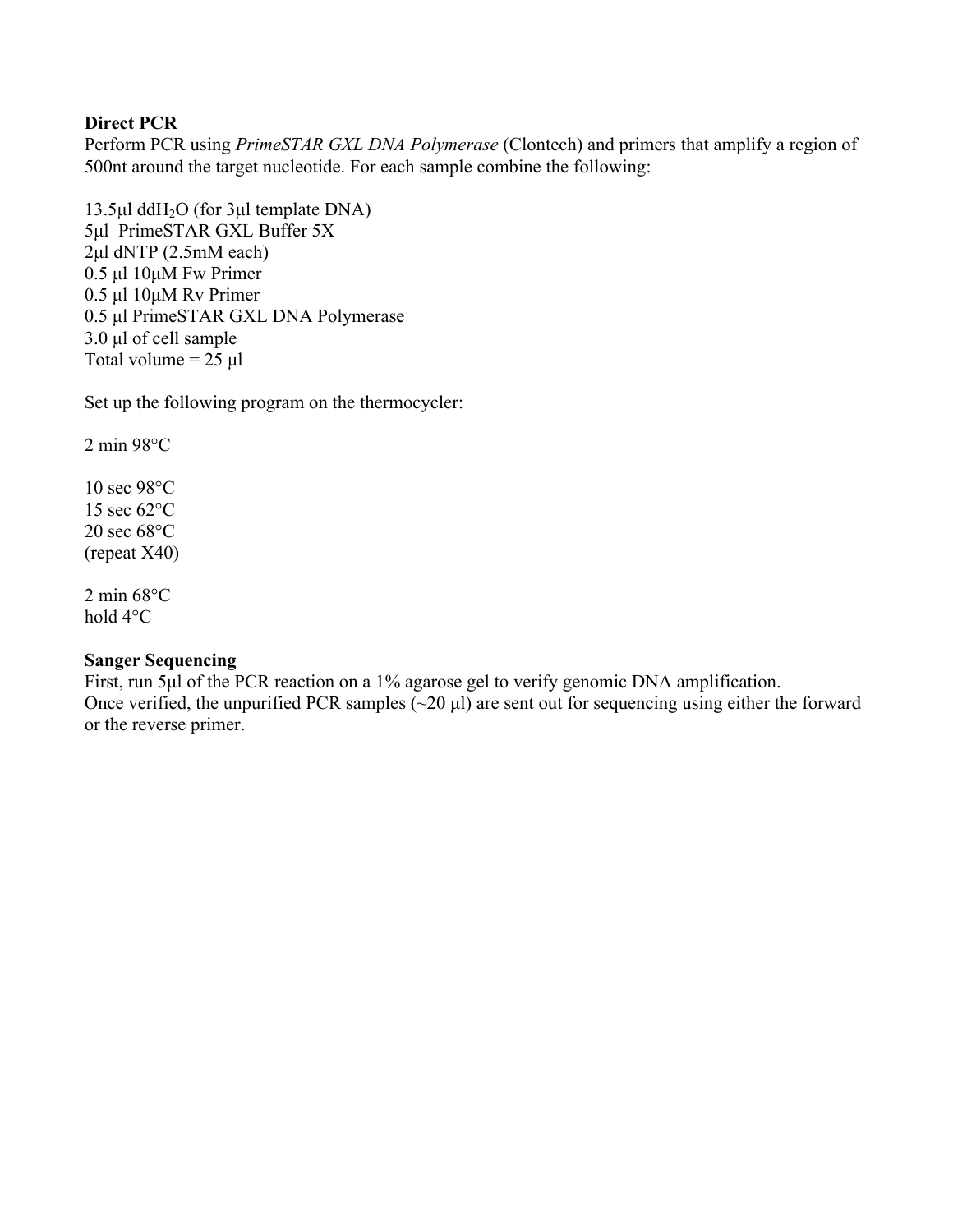**Direct PCR**

Perform PCR using *PrimeSTAR GXL DNA Polymerase* (Clontech) and primers that amplify a region of 500nt around the target nucleotide. For each sample combine the following:

13.5μl dd$H_2O$ (for 3μl template DNA)
5μl PrimeSTAR GXL Buffer 5X
2μl dNTP (2.5mM each)
0.5 μl 10μM Fw Primer
0.5 μl 10μM Rv Primer
0.5 μl PrimeSTAR GXL DNA Polymerase
3.0 μl of cell sample
Total volume = 25 μl

Set up the following program on the thermocycler:

2 min 98°C

10 sec 98°C
15 sec 62°C
20 sec 68°C
(repeat X40)

2 min 68°C
hold 4°C

**Sanger Sequencing**

First, run 5μl of the PCR reaction on a 1% agarose gel to verify genomic DNA amplification.
Once verified, the unpurified PCR samples (~20 μl) are sent out for sequencing using either the forward or the reverse primer.